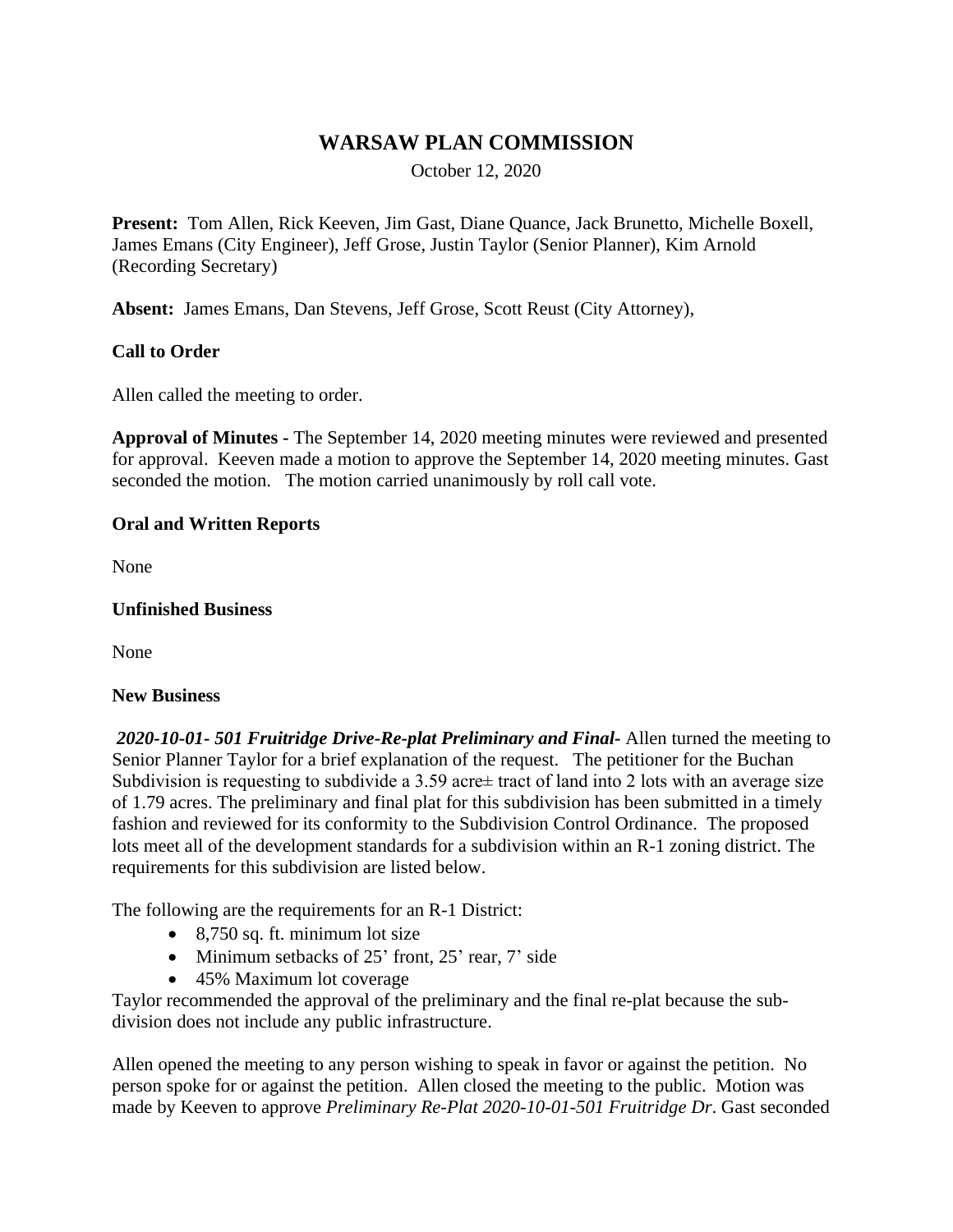# WARSAW PLAN COMMISSION

October 12, 2020

**Present:** Tom Allen, Rick Keeven, Jim Gast, Diane Quance, Jack Brunetto, Michelle Boxell, James Emans (City Engineer), Jeff Grose, Justin Taylor (Senior Planner), Kim Arnold (Recording Secretary)

**Absent:** James Emans, Dan Stevens, Jeff Grose, Scott Reust (City Attorney),

**Call to Order**

Allen called the meeting to order.

**Approval of Minutes -** The September 14, 2020 meeting minutes were reviewed and presented for approval. Keeven made a motion to approve the September 14, 2020 meeting minutes. Gast seconded the motion. The motion carried unanimously by roll call vote.

**Oral and Written Reports**

None

**Unfinished Business**

None

**New Business**

***2020-10-01- 501 Fruitridge Drive-Re-plat Preliminary and Final-*** Allen turned the meeting to Senior Planner Taylor for a brief explanation of the request. The petitioner for the Buchan Subdivision is requesting to subdivide a 3.59 acre± tract of land into 2 lots with an average size of 1.79 acres. The preliminary and final plat for this subdivision has been submitted in a timely fashion and reviewed for its conformity to the Subdivision Control Ordinance. The proposed lots meet all of the development standards for a subdivision within an R-1 zoning district. The requirements for this subdivision are listed below.

The following are the requirements for an R-1 District:

- 8,750 sq. ft. minimum lot size
- Minimum setbacks of 25' front, 25' rear, 7' side
- 45% Maximum lot coverage

Taylor recommended the approval of the preliminary and the final re-plat because the sub-division does not include any public infrastructure.

Allen opened the meeting to any person wishing to speak in favor or against the petition. No person spoke for or against the petition. Allen closed the meeting to the public. Motion was made by Keeven to approve *Preliminary Re-Plat 2020-10-01-501 Fruitridge Dr*. Gast seconded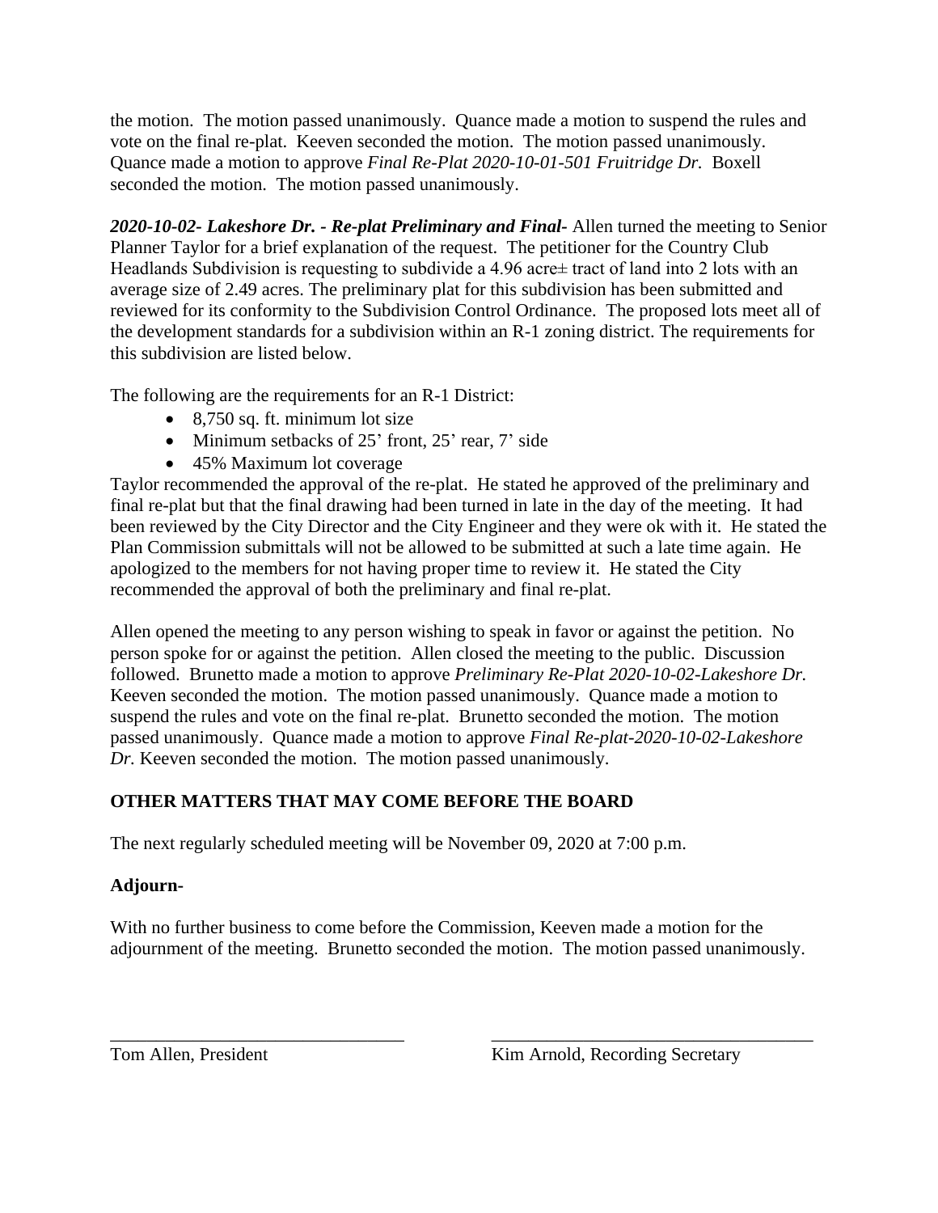the motion. The motion passed unanimously. Quance made a motion to suspend the rules and vote on the final re-plat. Keeven seconded the motion. The motion passed unanimously. Quance made a motion to approve *Final Re-Plat 2020-10-01-501 Fruitridge Dr.* Boxell seconded the motion. The motion passed unanimously.

***2020-10-02- Lakeshore Dr. - Re-plat Preliminary and Final-*** Allen turned the meeting to Senior Planner Taylor for a brief explanation of the request. The petitioner for the Country Club Headlands Subdivision is requesting to subdivide a 4.96 acre± tract of land into 2 lots with an average size of 2.49 acres. The preliminary plat for this subdivision has been submitted and reviewed for its conformity to the Subdivision Control Ordinance. The proposed lots meet all of the development standards for a subdivision within an R-1 zoning district. The requirements for this subdivision are listed below.

The following are the requirements for an R-1 District:

- 8,750 sq. ft. minimum lot size
- Minimum setbacks of 25' front, 25' rear, 7' side
- 45% Maximum lot coverage

Taylor recommended the approval of the re-plat. He stated he approved of the preliminary and final re-plat but that the final drawing had been turned in late in the day of the meeting. It had been reviewed by the City Director and the City Engineer and they were ok with it. He stated the Plan Commission submittals will not be allowed to be submitted at such a late time again. He apologized to the members for not having proper time to review it. He stated the City recommended the approval of both the preliminary and final re-plat.

Allen opened the meeting to any person wishing to speak in favor or against the petition. No person spoke for or against the petition. Allen closed the meeting to the public. Discussion followed. Brunetto made a motion to approve *Preliminary Re-Plat 2020-10-02-Lakeshore Dr.* Keeven seconded the motion. The motion passed unanimously. Quance made a motion to suspend the rules and vote on the final re-plat. Brunetto seconded the motion. The motion passed unanimously. Quance made a motion to approve *Final Re-plat-2020-10-02-Lakeshore Dr.* Keeven seconded the motion. The motion passed unanimously.

## OTHER MATTERS THAT MAY COME BEFORE THE BOARD

The next regularly scheduled meeting will be November 09, 2020 at 7:00 p.m.

## Adjourn-

With no further business to come before the Commission, Keeven made a motion for the adjournment of the meeting. Brunetto seconded the motion. The motion passed unanimously.

\_\_\_\_\_\_\_\_\_\_\_\_\_\_\_\_\_\_\_\_\_\_\_\_\_\_\_\_\_\_\_\_
Tom Allen, President

\_\_\_\_\_\_\_\_\_\_\_\_\_\_\_\_\_\_\_\_\_\_\_\_\_\_\_\_\_\_\_\_
Kim Arnold, Recording Secretary